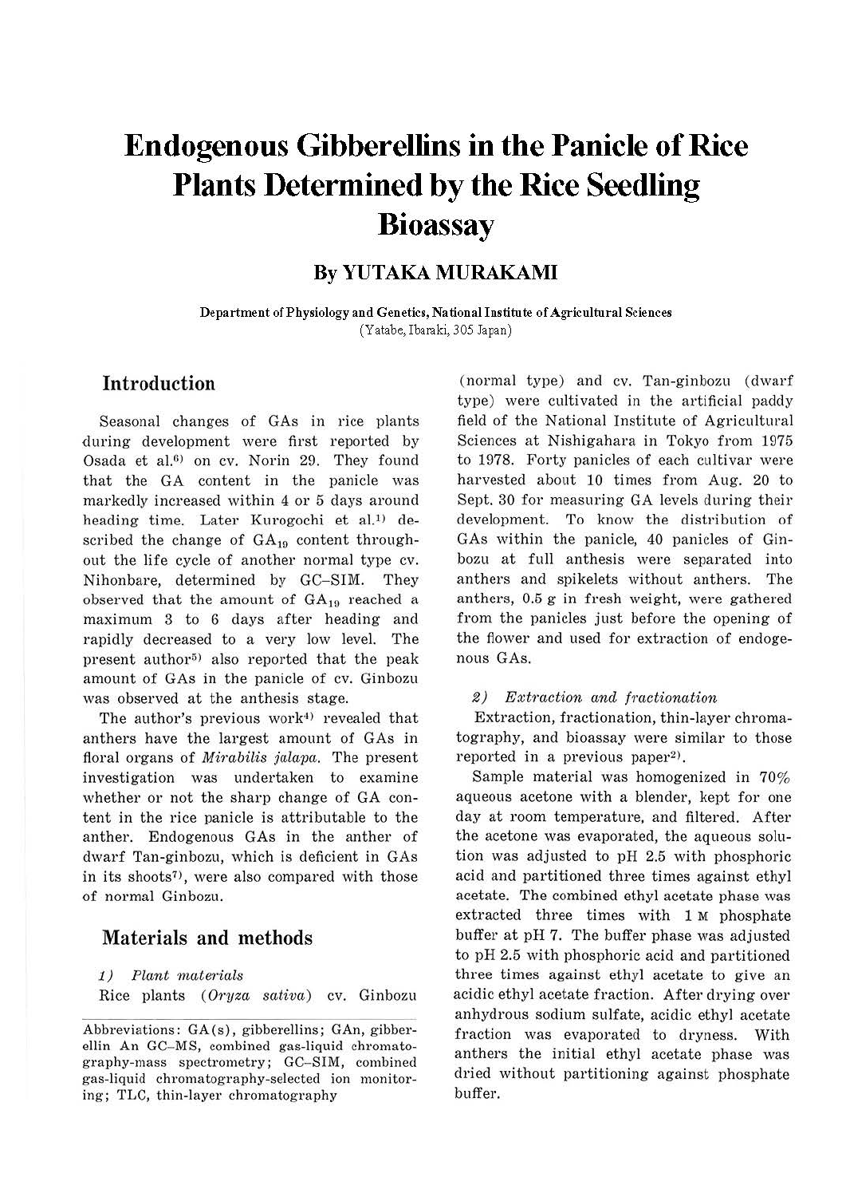# Endogenous Gibberellins in the Panicle of Rice Plants Determined by the Rice Seedling Bioassay

## By YUTAKA MURAKAMI

Department of Physiology and Genetics, National Institute of Agricultural Sciences
(Yatabe, Ibaraki, 305 Japan)

## Introduction

Seasonal changes of GAs in rice plants during development were first reported by Osada et al.[6] on cv. Norin 29. They found that the GA content in the panicle was markedly increased within 4 or 5 days around heading time. Later Kurogochi et al.[1] described the change of $GA_{19}$ content throughout the life cycle of another normal type cv. Nihonbare, determined by GC–SIM. They observed that the amount of $GA_{19}$ reached a maximum 3 to 6 days after heading and rapidly decreased to a very low level. The present author[5] also reported that the peak amount of GAs in the panicle of cv. Ginbozu was observed at the anthesis stage.

The author's previous work[4] revealed that anthers have the largest amount of GAs in floral organs of *Mirabilis jalapa*. The present investigation was undertaken to examine whether or not the sharp change of GA content in the rice panicle is attributable to the anther. Endogenous GAs in the anther of dwarf Tan-ginbozu, which is deficient in GAs in its shoots[7], were also compared with those of normal Ginbozu.

## Materials and methods

*1) Plant materials*

Rice plants (*Oryza sativa*) cv. Ginbozu (normal type) and cv. Tan-ginbozu (dwarf type) were cultivated in the artificial paddy field of the National Institute of Agricultural Sciences at Nishigahara in Tokyo from 1975 to 1978. Forty panicles of each cultivar were harvested about 10 times from Aug. 20 to Sept. 30 for measuring GA levels during their development. To know the distribution of GAs within the panicle, 40 panicles of Ginbozu at full anthesis were separated into anthers and spikelets without anthers. The anthers, 0.5 g in fresh weight, were gathered from the panicles just before the opening of the flower and used for extraction of endogenous GAs.

*2) Extraction and fractionation*

Extraction, fractionation, thin-layer chromatography, and bioassay were similar to those reported in a previous paper[2].

Sample material was homogenized in 70% aqueous acetone with a blender, kept for one day at room temperature, and filtered. After the acetone was evaporated, the aqueous solution was adjusted to pH 2.5 with phosphoric acid and partitioned three times against ethyl acetate. The combined ethyl acetate phase was extracted three times with 1 M phosphate buffer at pH 7. The buffer phase was adjusted to pH 2.5 with phosphoric acid and partitioned three times against ethyl acetate to give an acidic ethyl acetate fraction. After drying over anhydrous sodium sulfate, acidic ethyl acetate fraction was evaporated to dryness. With anthers the initial ethyl acetate phase was dried without partitioning against phosphate buffer.

---

Abbreviations: GA(s), gibberellins; GAn, gibberellin An GC–MS, combined gas-liquid chromatography-mass spectrometry; GC–SIM, combined gas-liquid chromatography-selected ion monitoring; TLC, thin-layer chromatography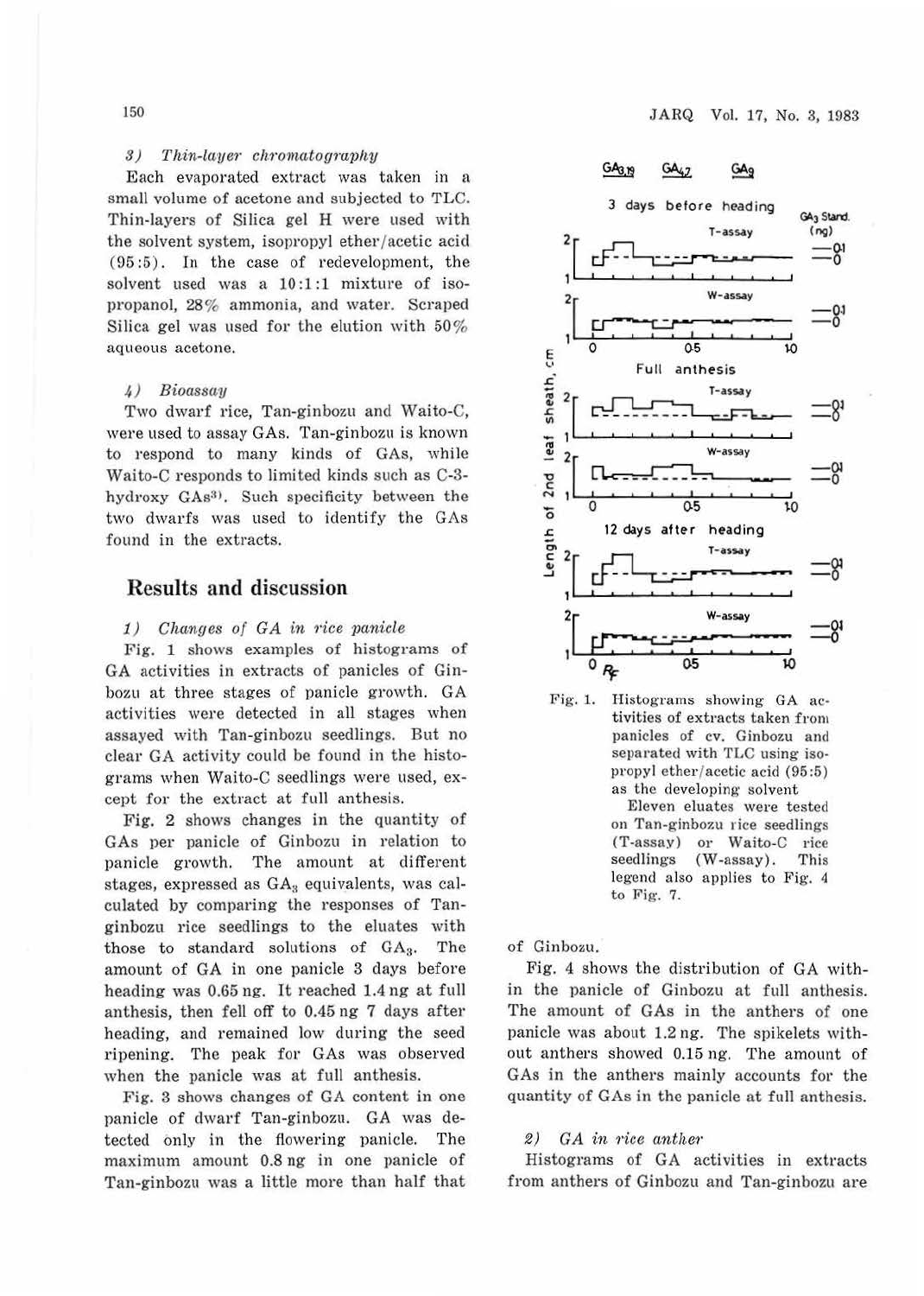#### 3) *Thin-layer chromatography*

Each evaporated extract was taken in a small volume of acetone and subjected to TLC. Thin-layers of Silica gel H were used with the solvent system, isopropyl ether/acetic acid (95:5). In the case of redevelopment, the solvent used was a 10:1:1 mixture of isopropanol, 28% ammonia, and water. Scraped Silica gel was used for the elution with 50% aqueous acetone.

#### 4) *Bioassay*

Two dwarf rice, Tan-ginbozu and Waito-C, were used to assay GAs. Tan-ginbozu is known to respond to many kinds of GAs, while Waito-C responds to limited kinds such as C-3-hydroxy GAs[3]. Such specificity between the two dwarfs was used to identify the GAs found in the extracts.

## Results and discussion

#### 1) *Changes of GA in rice panicle*

Fig. 1 shows examples of histograms of GA activities in extracts of panicles of Ginbozu at three stages of panicle growth. GA activities were detected in all stages when assayed with Tan-ginbozu seedlings. But no clear GA activity could be found in the histograms when Waito-C seedlings were used, except for the extract at full anthesis.

Fig. 2 shows changes in the quantity of GAs per panicle of Ginbozu in relation to panicle growth. The amount at different stages, expressed as $GA_3$ equivalents, was calculated by comparing the responses of Tan-ginbozu rice seedlings to the eluates with those to standard solutions of $GA_3$. The amount of GA in one panicle 3 days before heading was 0.65 ng. It reached 1.4 ng at full anthesis, then fell off to 0.45 ng 7 days after heading, and remained low during the seed ripening. The peak for GAs was observed when the panicle was at full anthesis.

Fig. 3 shows changes of GA content in one panicle of dwarf Tan-ginbozu. GA was detected only in the flowering panicle. The maximum amount 0.8 ng in one panicle of Tan-ginbozu was a little more than half that of Ginbozu.

Fig. 1. Histograms showing GA activities of extracts taken from panicles of cv. Ginbozu and separated with TLC using isopropyl ether/acetic acid (95:5) as the developing solvent
Eleven eluates were tested on Tan-ginbozu rice seedlings (T-assay) or Waito-C rice seedlings (W-assay). This legend also applies to Fig. 4 to Fig. 7.

Fig. 4 shows the distribution of GA within the panicle of Ginbozu at full anthesis. The amount of GAs in the anthers of one panicle was about 1.2 ng. The spikelets without anthers showed 0.15 ng. The amount of GAs in the anthers mainly accounts for the quantity of GAs in the panicle at full anthesis.

#### 2) *GA in rice anther*

Histograms of GA activities in extracts from anthers of Ginbozu and Tan-ginbozu are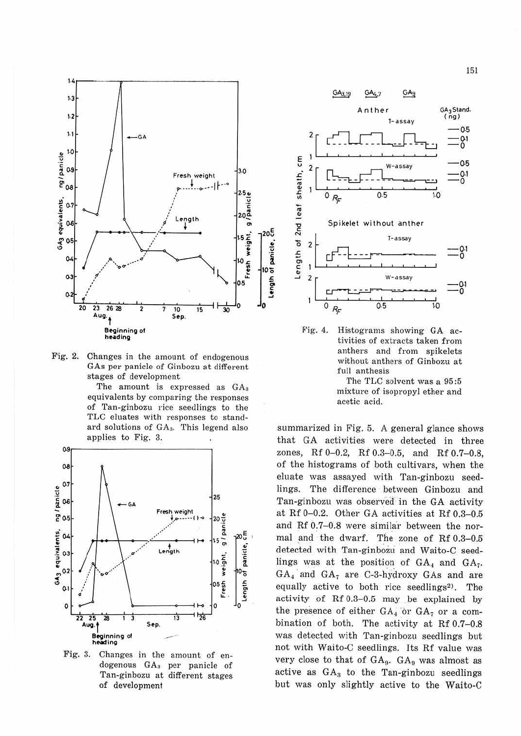Fig. 2. Changes in the amount of endogenous GAs per panicle of Ginbozu at different stages of development

The amount is expressed as $GA_3$ equivalents by comparing the responses of Tan-ginbozu rice seedlings to the TLC eluates with responses to standard solutions of $GA_3$. This legend also applies to Fig. 3.

Fig. 3. Changes in the amount of endogenous $GA_3$ per panicle of Tan-ginbozu at different stages of development

Fig. 4. Histograms showing GA activities of extracts taken from anthers and from spikelets without anthers of Ginbozu at full anthesis

The TLC solvent was a 95:5 mixture of isopropyl ether and acetic acid.

summarized in Fig. 5. A general glance shows that GA activities were detected in three zones, Rf 0–0.2, Rf 0.3–0.5, and Rf 0.7–0.8, of the histograms of both cultivars, when the eluate was assayed with Tan-ginbozu seedlings. The difference between Ginbozu and Tan-ginbozu was observed in the GA activity at Rf 0–0.2. Other GA activities at Rf 0.3–0.5 and Rf 0.7–0.8 were similar between the normal and the dwarf. The zone of Rf 0.3–0.5 detected with Tan-ginbozu and Waito-C seedlings was at the position of $GA_4$ and $GA_7$. $GA_4$ and $GA_7$ are C-3-hydroxy GAs and are equally active to both rice seedlings[2]. The activity of Rf 0.3–0.5 may be explained by the presence of either $GA_4$ or $GA_7$ or a combination of both. The activity at Rf 0.7–0.8 was detected with Tan-ginbozu seedlings but not with Waito-C seedlings. Its Rf value was very close to that of $GA_9$. $GA_9$ was almost as active as $GA_3$ to the Tan-ginbozu seedlings but was only slightly active to the Waito-C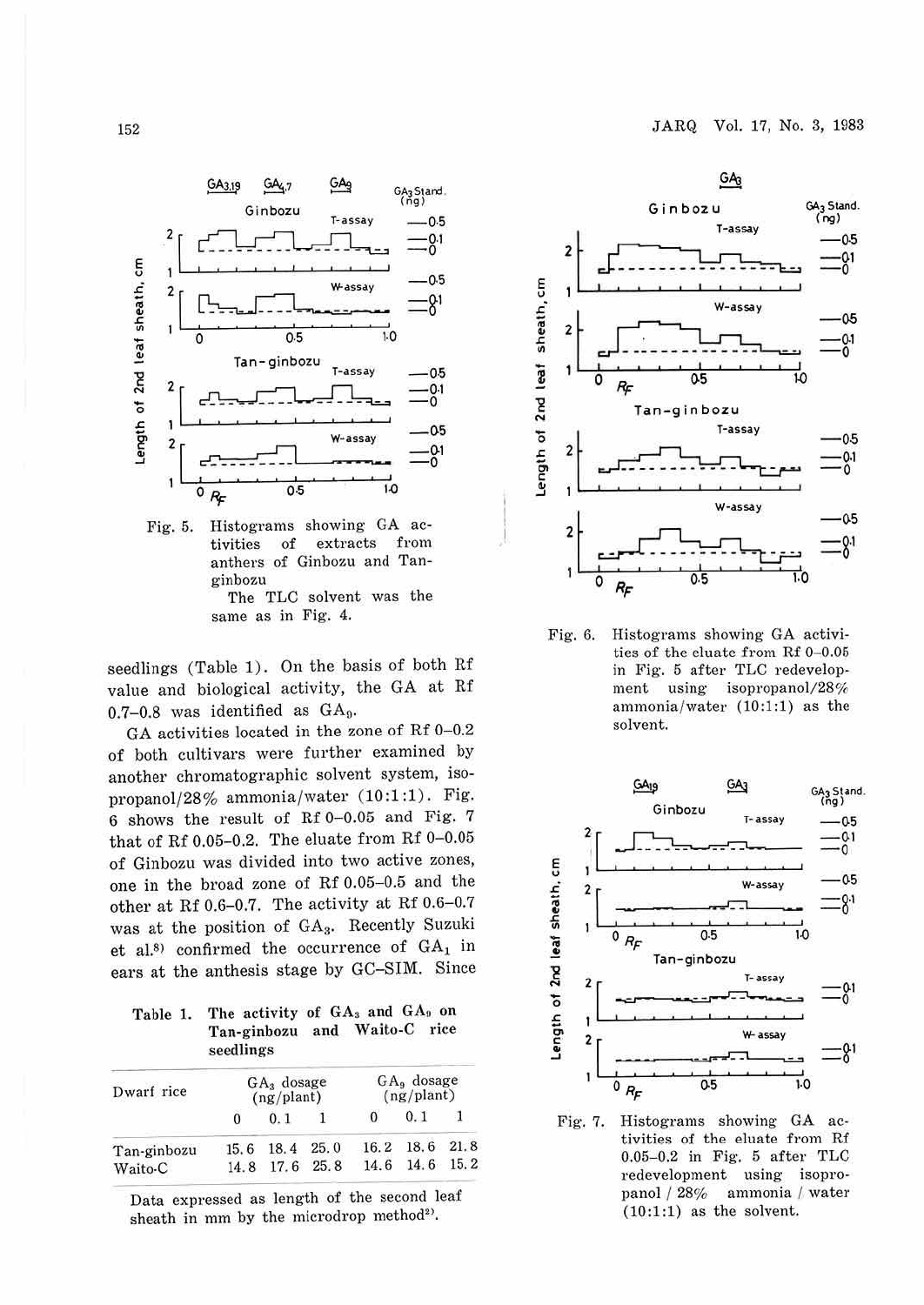Fig. 5. Histograms showing GA activities of extracts from anthers of Ginbozu and Tan-ginbozu
The TLC solvent was the same as in Fig. 4.

seedlings (Table 1). On the basis of both Rf value and biological activity, the GA at Rf 0.7–0.8 was identified as $GA_9$.

GA activities located in the zone of Rf 0–0.2 of both cultivars were further examined by another chromatographic solvent system, isopropanol/28% ammonia/water (10:1:1). Fig. 6 shows the result of Rf 0–0.05 and Fig. 7 that of Rf 0.05–0.2. The eluate from Rf 0–0.05 of Ginbozu was divided into two active zones, one in the broad zone of Rf 0.05–0.5 and the other at Rf 0.6–0.7. The activity at Rf 0.6–0.7 was at the position of $GA_3$. Recently Suzuki et al.[8] confirmed the occurrence of $GA_1$ in ears at the anthesis stage by GC-SIM. Since

Table 1. The activity of $GA_3$ and $GA_9$ on Tan-ginbozu and Waito-C rice seedlings

| Dwarf rice | $GA_3$ dosage (ng/plant) | | | $GA_9$ dosage (ng/plant) | | |
|---|---|---|---|---|---|---|
| | 0 | 0.1 | 1 | 0 | 0.1 | 1 |
| Tan-ginbozu | 15.6 | 18.4 | 25.0 | 16.2 | 18.6 | 21.8 |
| Waito-C | 14.8 | 17.6 | 25.8 | 14.6 | 14.6 | 15.2 |

Data expressed as length of the second leaf sheath in mm by the microdrop method[2].

Fig. 6. Histograms showing GA activities of the eluate from Rf 0–0.05 in Fig. 5 after TLC redevelopment using isopropanol/28% ammonia/water (10:1:1) as the solvent.

Fig. 7. Histograms showing GA activities of the eluate from Rf 0.05–0.2 in Fig. 5 after TLC redevelopment using isopropanol / 28% ammonia / water (10:1:1) as the solvent.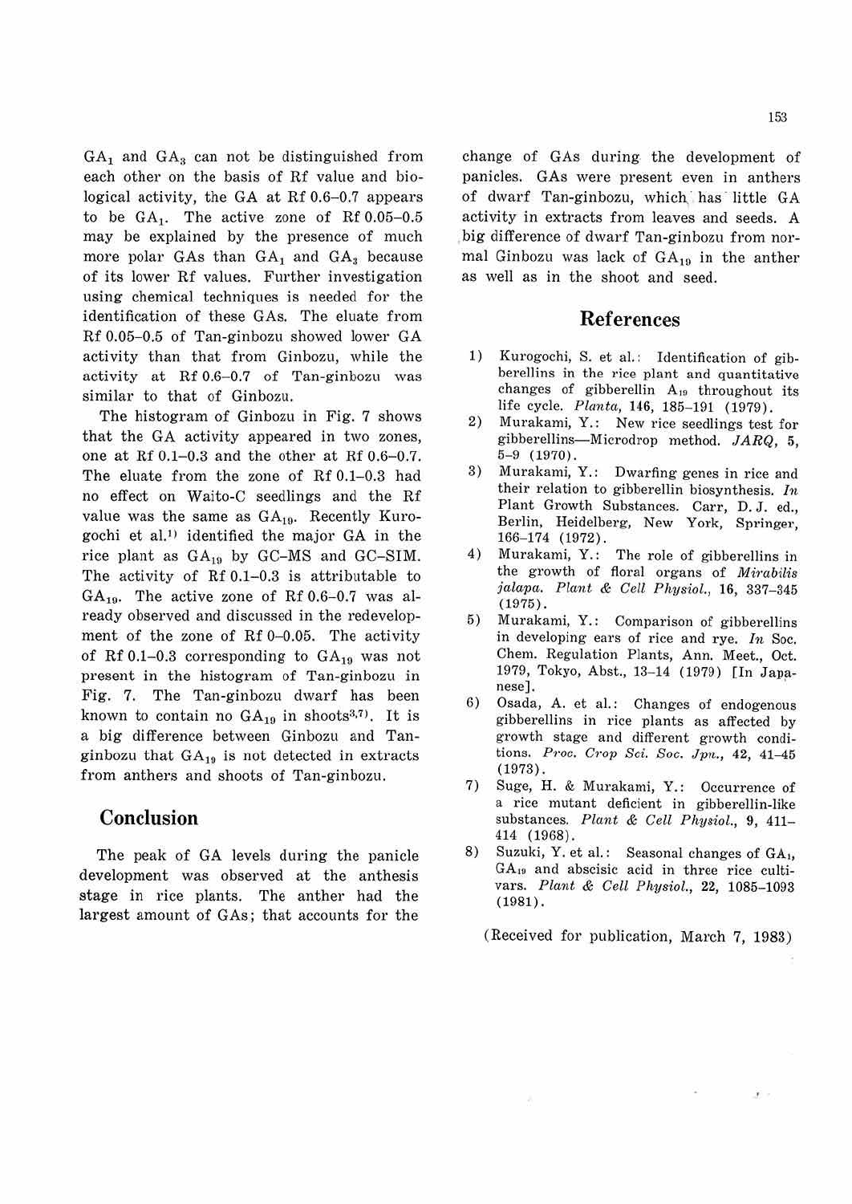$GA_1$ and $GA_3$ can not be distinguished from each other on the basis of Rf value and biological activity, the GA at Rf 0.6–0.7 appears to be $GA_1$. The active zone of Rf 0.05–0.5 may be explained by the presence of much more polar GAs than $GA_1$ and $GA_3$ because of its lower Rf values. Further investigation using chemical techniques is needed for the identification of these GAs. The eluate from Rf 0.05–0.5 of Tan-ginbozu showed lower GA activity than that from Ginbozu, while the activity at Rf 0.6–0.7 of Tan-ginbozu was similar to that of Ginbozu.

The histogram of Ginbozu in Fig. 7 shows that the GA activity appeared in two zones, one at Rf 0.1–0.3 and the other at Rf 0.6–0.7. The eluate from the zone of Rf 0.1–0.3 had no effect on Waito-C seedlings and the Rf value was the same as $GA_{19}$. Recently Kurogochi et al.[1] identified the major GA in the rice plant as $GA_{19}$ by GC-MS and GC-SIM. The activity of Rf 0.1–0.3 is attributable to $GA_{19}$. The active zone of Rf 0.6–0.7 was already observed and discussed in the redevelopment of the zone of Rf 0–0.05. The activity of Rf 0.1–0.3 corresponding to $GA_{19}$ was not present in the histogram of Tan-ginbozu in Fig. 7. The Tan-ginbozu dwarf has been known to contain no $GA_{19}$ in shoots[3,7]. It is a big difference between Ginbozu and Tan-ginbozu that $GA_{19}$ is not detected in extracts from anthers and shoots of Tan-ginbozu.

## Conclusion

The peak of GA levels during the panicle development was observed at the anthesis stage in rice plants. The anther had the largest amount of GAs; that accounts for the change of GAs during the development of panicles. GAs were present even in anthers of dwarf Tan-ginbozu, which has little GA activity in extracts from leaves and seeds. A big difference of dwarf Tan-ginbozu from normal Ginbozu was lack of $GA_{19}$ in the anther as well as in the shoot and seed.

## References

1) Kurogochi, S. et al.: Identification of gibberellins in the rice plant and quantitative changes of gibberellin $A_{19}$ throughout its life cycle. *Planta*, 146, 185–191 (1979).
2) Murakami, Y.: New rice seedlings test for gibberellins—Microdrop method. *JARQ*, 5, 5–9 (1970).
3) Murakami, Y.: Dwarfing genes in rice and their relation to gibberellin biosynthesis. *In* Plant Growth Substances. Carr, D. J. ed., Berlin, Heidelberg, New York, Springer, 166–174 (1972).
4) Murakami, Y.: The role of gibberellins in the growth of floral organs of *Mirabilis jalapa*. *Plant & Cell Physiol.*, 16, 337–345 (1975).
5) Murakami, Y.: Comparison of gibberellins in developing ears of rice and rye. *In* Soc. Chem. Regulation Plants, Ann. Meet., Oct. 1979, Tokyo, Abst., 13–14 (1979) [In Japanese].
6) Osada, A. et al.: Changes of endogenous gibberellins in rice plants as affected by growth stage and different growth conditions. *Proc. Crop Sci. Soc. Jpn.*, 42, 41–45 (1973).
7) Suge, H. & Murakami, Y.: Occurrence of a rice mutant deficient in gibberellin-like substances. *Plant & Cell Physiol.*, 9, 411–414 (1968).
8) Suzuki, Y. et al.: Seasonal changes of $GA_1$, $GA_{19}$ and abscisic acid in three rice cultivars. *Plant & Cell Physiol.*, 22, 1085–1093 (1981).

(Received for publication, March 7, 1983)